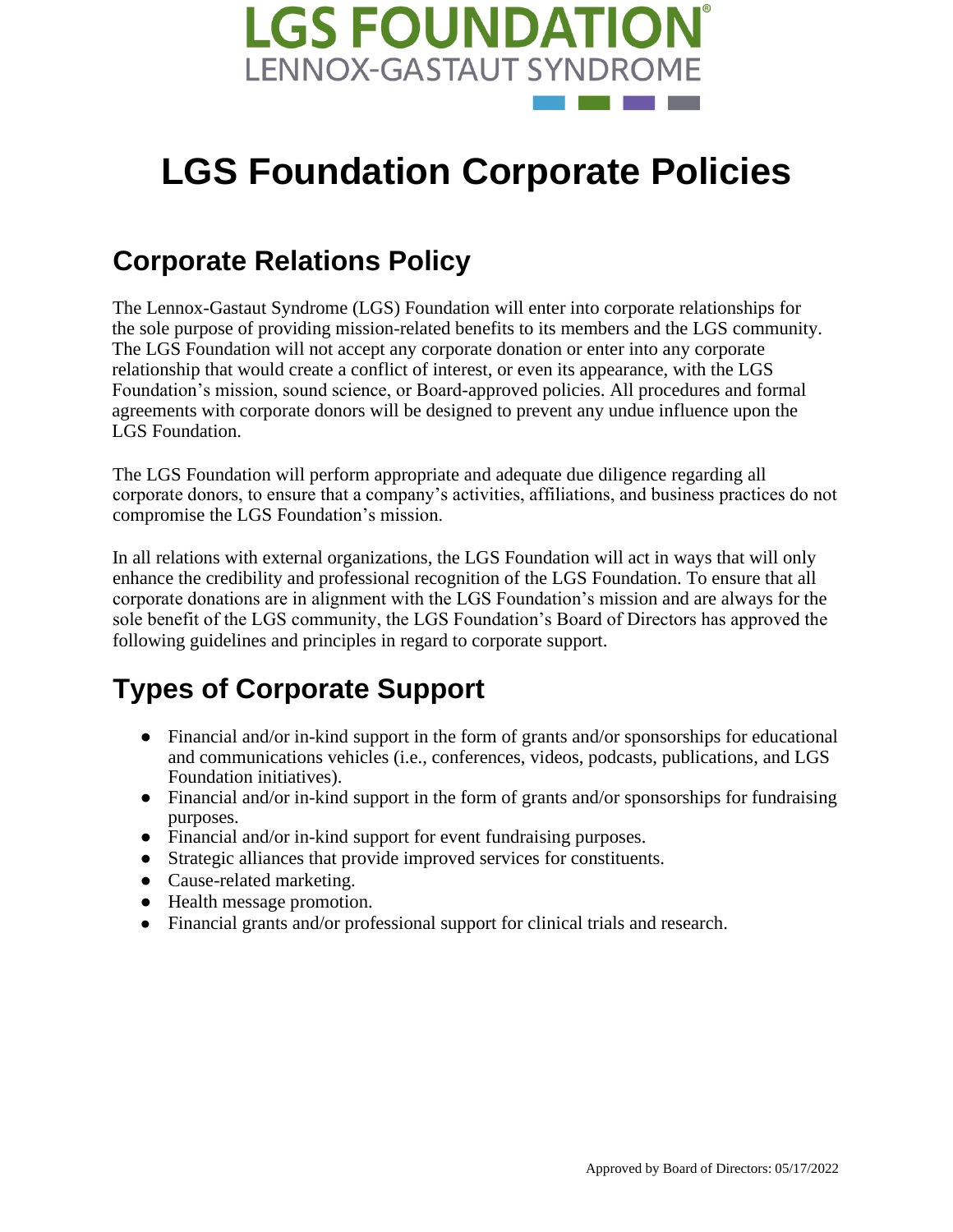LGS FOUNDATION®
LENNOX-GASTAUT SYNDROME

# LGS Foundation Corporate Policies

## Corporate Relations Policy

The Lennox-Gastaut Syndrome (LGS) Foundation will enter into corporate relationships for the sole purpose of providing mission-related benefits to its members and the LGS community. The LGS Foundation will not accept any corporate donation or enter into any corporate relationship that would create a conflict of interest, or even its appearance, with the LGS Foundation's mission, sound science, or Board-approved policies. All procedures and formal agreements with corporate donors will be designed to prevent any undue influence upon the LGS Foundation.

The LGS Foundation will perform appropriate and adequate due diligence regarding all corporate donors, to ensure that a company's activities, affiliations, and business practices do not compromise the LGS Foundation's mission.

In all relations with external organizations, the LGS Foundation will act in ways that will only enhance the credibility and professional recognition of the LGS Foundation. To ensure that all corporate donations are in alignment with the LGS Foundation's mission and are always for the sole benefit of the LGS community, the LGS Foundation's Board of Directors has approved the following guidelines and principles in regard to corporate support.

## Types of Corporate Support

- Financial and/or in-kind support in the form of grants and/or sponsorships for educational and communications vehicles (i.e., conferences, videos, podcasts, publications, and LGS Foundation initiatives).
- Financial and/or in-kind support in the form of grants and/or sponsorships for fundraising purposes.
- Financial and/or in-kind support for event fundraising purposes.
- Strategic alliances that provide improved services for constituents.
- Cause-related marketing.
- Health message promotion.
- Financial grants and/or professional support for clinical trials and research.

Approved by Board of Directors: 05/17/2022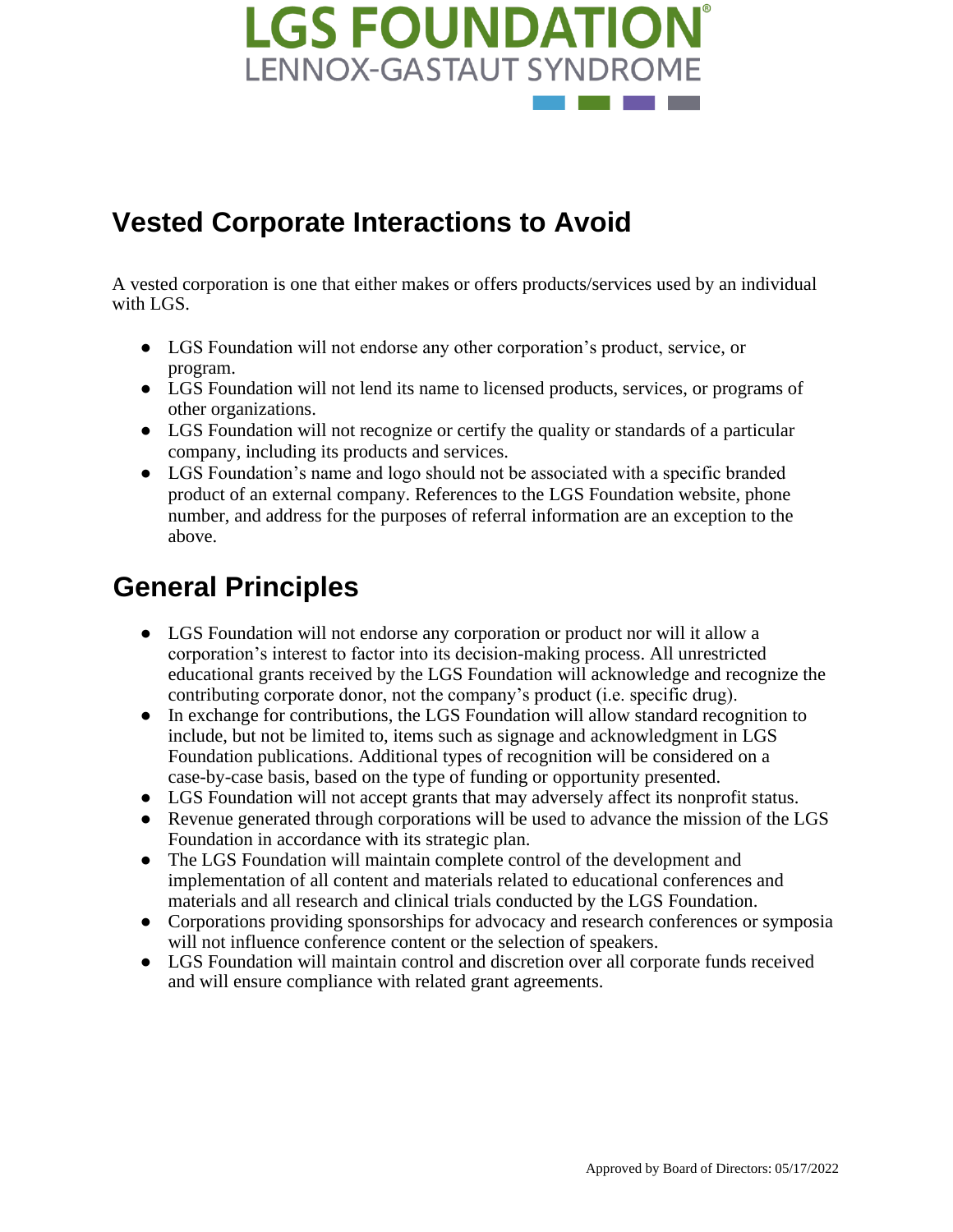# LGS FOUNDATION
LENNOX-GASTAUT SYNDROME

## Vested Corporate Interactions to Avoid

A vested corporation is one that either makes or offers products/services used by an individual with LGS.

- LGS Foundation will not endorse any other corporation's product, service, or program.
- LGS Foundation will not lend its name to licensed products, services, or programs of other organizations.
- LGS Foundation will not recognize or certify the quality or standards of a particular company, including its products and services.
- LGS Foundation's name and logo should not be associated with a specific branded product of an external company. References to the LGS Foundation website, phone number, and address for the purposes of referral information are an exception to the above.

## General Principles

- LGS Foundation will not endorse any corporation or product nor will it allow a corporation's interest to factor into its decision-making process. All unrestricted educational grants received by the LGS Foundation will acknowledge and recognize the contributing corporate donor, not the company's product (i.e. specific drug).
- In exchange for contributions, the LGS Foundation will allow standard recognition to include, but not be limited to, items such as signage and acknowledgment in LGS Foundation publications. Additional types of recognition will be considered on a case-by-case basis, based on the type of funding or opportunity presented.
- LGS Foundation will not accept grants that may adversely affect its nonprofit status.
- Revenue generated through corporations will be used to advance the mission of the LGS Foundation in accordance with its strategic plan.
- The LGS Foundation will maintain complete control of the development and implementation of all content and materials related to educational conferences and materials and all research and clinical trials conducted by the LGS Foundation.
- Corporations providing sponsorships for advocacy and research conferences or symposia will not influence conference content or the selection of speakers.
- LGS Foundation will maintain control and discretion over all corporate funds received and will ensure compliance with related grant agreements.

Approved by Board of Directors: 05/17/2022